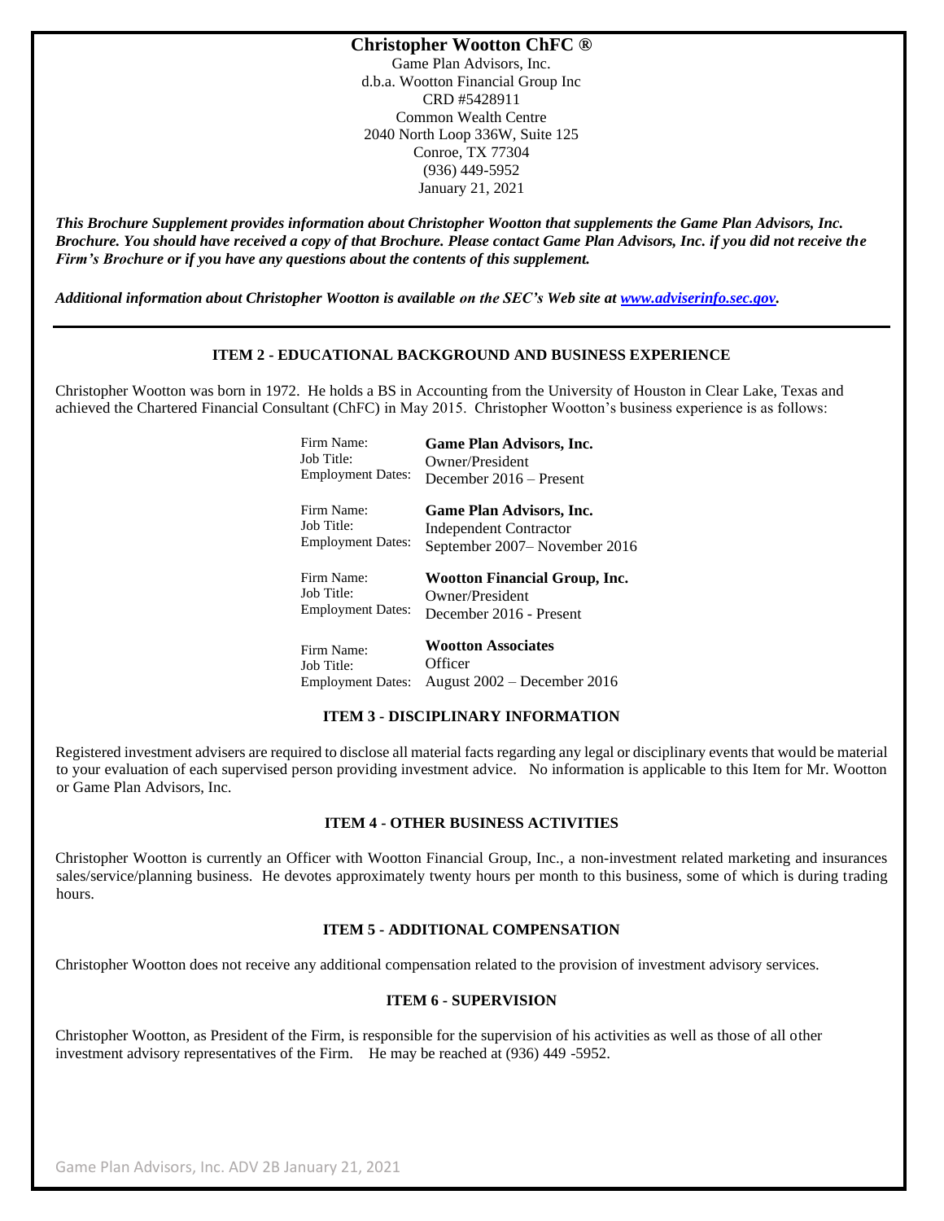# Christopher Wootton ChFC ®

Game Plan Advisors, Inc.
d.b.a. Wootton Financial Group Inc
CRD #5428911
Common Wealth Centre
2040 North Loop 336W, Suite 125
Conroe, TX 77304
(936) 449-5952
January 21, 2021

***This Brochure Supplement provides information about Christopher Wootton that supplements the Game Plan Advisors, Inc. Brochure. You should have received a copy of that Brochure. Please contact Game Plan Advisors, Inc. if you did not receive the Firm's Brochure or if you have any questions about the contents of this supplement.***

***Additional information about Christopher Wootton is available on the SEC's Web site at [www.adviserinfo.sec.gov](http://www.adviserinfo.sec.gov).***

## ITEM 2 - EDUCATIONAL BACKGROUND AND BUSINESS EXPERIENCE

Christopher Wootton was born in 1972. He holds a BS in Accounting from the University of Houston in Clear Lake, Texas and achieved the Chartered Financial Consultant (ChFC) in May 2015. Christopher Wootton's business experience is as follows:

| | |
|---|---|
| Firm Name: | **Game Plan Advisors, Inc.** |
| Job Title: | Owner/President |
| Employment Dates: | December 2016 – Present |
| Firm Name: | **Game Plan Advisors, Inc.** |
| Job Title: | Independent Contractor |
| Employment Dates: | September 2007– November 2016 |
| Firm Name: | **Wootton Financial Group, Inc.** |
| Job Title: | Owner/President |
| Employment Dates: | December 2016 - Present |
| Firm Name: | **Wootton Associates** |
| Job Title: | Officer |
| Employment Dates: | August 2002 – December 2016 |

## ITEM 3 - DISCIPLINARY INFORMATION

Registered investment advisers are required to disclose all material facts regarding any legal or disciplinary events that would be material to your evaluation of each supervised person providing investment advice. No information is applicable to this Item for Mr. Wootton or Game Plan Advisors, Inc.

## ITEM 4 - OTHER BUSINESS ACTIVITIES

Christopher Wootton is currently an Officer with Wootton Financial Group, Inc., a non-investment related marketing and insurances sales/service/planning business. He devotes approximately twenty hours per month to this business, some of which is during trading hours.

## ITEM 5 - ADDITIONAL COMPENSATION

Christopher Wootton does not receive any additional compensation related to the provision of investment advisory services.

## ITEM 6 - SUPERVISION

Christopher Wootton, as President of the Firm, is responsible for the supervision of his activities as well as those of all other investment advisory representatives of the Firm. He may be reached at (936) 449 -5952.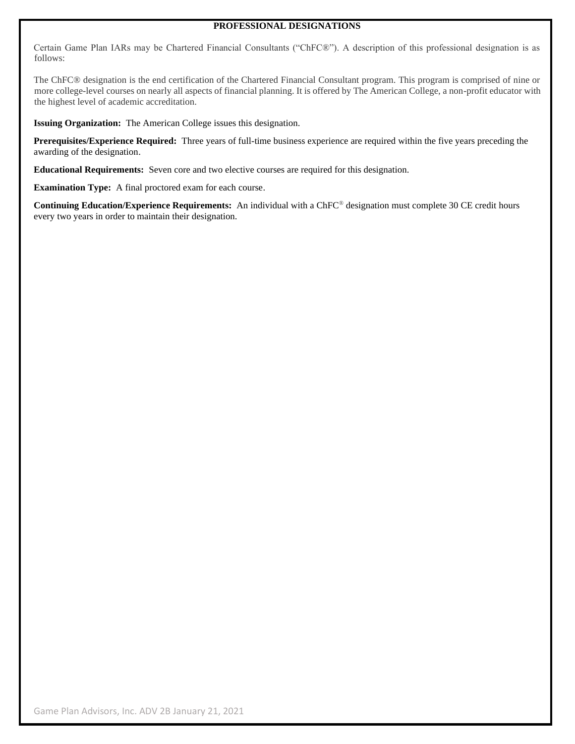## PROFESSIONAL DESIGNATIONS

Certain Game Plan IARs may be Chartered Financial Consultants ("ChFC®"). A description of this professional designation is as follows:

The ChFC® designation is the end certification of the Chartered Financial Consultant program. This program is comprised of nine or more college-level courses on nearly all aspects of financial planning. It is offered by The American College, a non-profit educator with the highest level of academic accreditation.

**Issuing Organization:** The American College issues this designation.

**Prerequisites/Experience Required:** Three years of full-time business experience are required within the five years preceding the awarding of the designation.

**Educational Requirements:** Seven core and two elective courses are required for this designation.

**Examination Type:** A final proctored exam for each course.

**Continuing Education/Experience Requirements:** An individual with a ChFC® designation must complete 30 CE credit hours every two years in order to maintain their designation.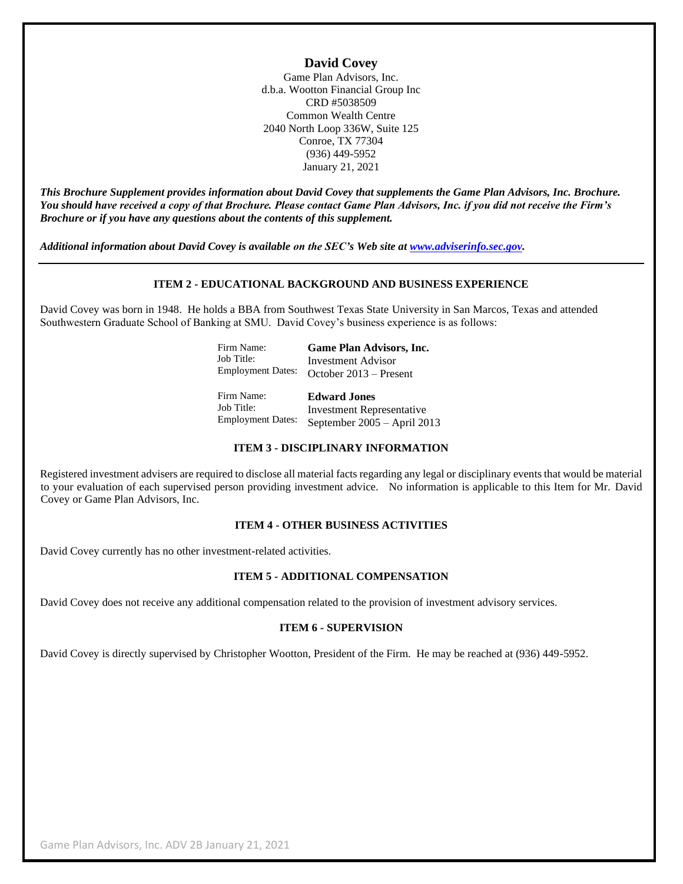# David Covey

Game Plan Advisors, Inc.
d.b.a. Wootton Financial Group Inc
CRD #5038509
Common Wealth Centre
2040 North Loop 336W, Suite 125
Conroe, TX 77304
(936) 449-5952
January 21, 2021

***This Brochure Supplement provides information about David Covey that supplements the Game Plan Advisors, Inc. Brochure. You should have received a copy of that Brochure. Please contact Game Plan Advisors, Inc. if you did not receive the Firm's Brochure or if you have any questions about the contents of this supplement.***

***Additional information about David Covey is available on the SEC's Web site at [www.adviserinfo.sec.gov](http://www.adviserinfo.sec.gov).***

## ITEM 2 - EDUCATIONAL BACKGROUND AND BUSINESS EXPERIENCE

David Covey was born in 1948. He holds a BBA from Southwest Texas State University in San Marcos, Texas and attended Southwestern Graduate School of Banking at SMU. David Covey's business experience is as follows:

| | |
|---|---|
| Firm Name: | **Game Plan Advisors, Inc.** |
| Job Title: | Investment Advisor |
| Employment Dates: | October 2013 – Present |
| Firm Name: | **Edward Jones** |
| Job Title: | Investment Representative |
| Employment Dates: | September 2005 – April 2013 |

## ITEM 3 - DISCIPLINARY INFORMATION

Registered investment advisers are required to disclose all material facts regarding any legal or disciplinary events that would be material to your evaluation of each supervised person providing investment advice. No information is applicable to this Item for Mr. David Covey or Game Plan Advisors, Inc.

## ITEM 4 - OTHER BUSINESS ACTIVITIES

David Covey currently has no other investment-related activities.

## ITEM 5 - ADDITIONAL COMPENSATION

David Covey does not receive any additional compensation related to the provision of investment advisory services.

## ITEM 6 - SUPERVISION

David Covey is directly supervised by Christopher Wootton, President of the Firm. He may be reached at (936) 449-5952.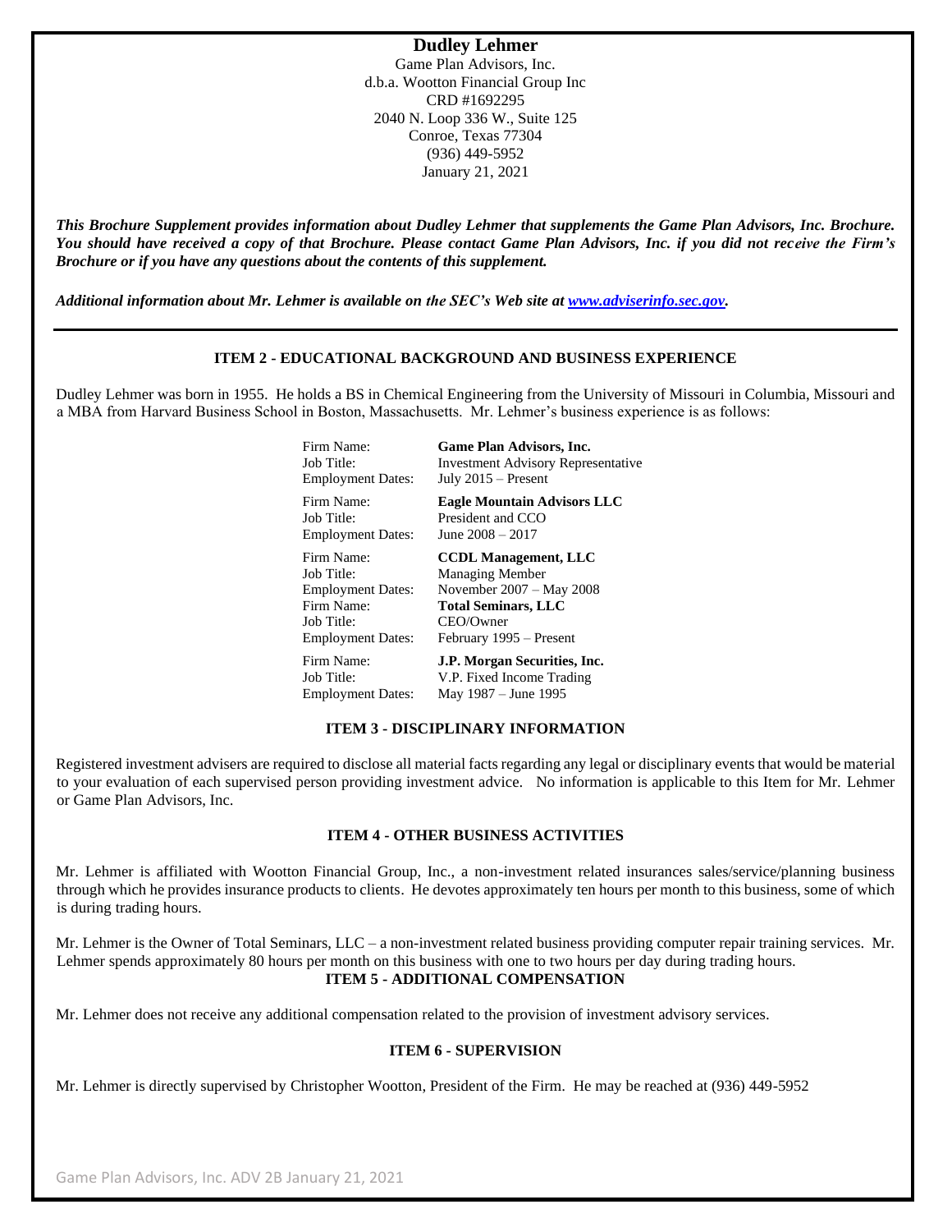# Dudley Lehmer

Game Plan Advisors, Inc.
d.b.a. Wootton Financial Group Inc
CRD #1692295
2040 N. Loop 336 W., Suite 125
Conroe, Texas 77304
(936) 449-5952
January 21, 2021

***This Brochure Supplement provides information about Dudley Lehmer that supplements the Game Plan Advisors, Inc. Brochure. You should have received a copy of that Brochure. Please contact Game Plan Advisors, Inc. if you did not receive the Firm's Brochure or if you have any questions about the contents of this supplement.***

***Additional information about Mr. Lehmer is available on the SEC's Web site at [www.adviserinfo.sec.gov](www.adviserinfo.sec.gov).***

## ITEM 2 - EDUCATIONAL BACKGROUND AND BUSINESS EXPERIENCE

Dudley Lehmer was born in 1955. He holds a BS in Chemical Engineering from the University of Missouri in Columbia, Missouri and a MBA from Harvard Business School in Boston, Massachusetts. Mr. Lehmer's business experience is as follows:

| | |
|---|---|
| Firm Name: | **Game Plan Advisors, Inc.** |
| Job Title: | Investment Advisory Representative |
| Employment Dates: | July 2015 – Present |
| Firm Name: | **Eagle Mountain Advisors LLC** |
| Job Title: | President and CCO |
| Employment Dates: | June 2008 – 2017 |
| Firm Name: | **CCDL Management, LLC** |
| Job Title: | Managing Member |
| Employment Dates: | November 2007 – May 2008 |
| Firm Name: | **Total Seminars, LLC** |
| Job Title: | CEO/Owner |
| Employment Dates: | February 1995 – Present |
| Firm Name: | **J.P. Morgan Securities, Inc.** |
| Job Title: | V.P. Fixed Income Trading |
| Employment Dates: | May 1987 – June 1995 |

## ITEM 3 - DISCIPLINARY INFORMATION

Registered investment advisers are required to disclose all material facts regarding any legal or disciplinary events that would be material to your evaluation of each supervised person providing investment advice. No information is applicable to this Item for Mr. Lehmer or Game Plan Advisors, Inc.

## ITEM 4 - OTHER BUSINESS ACTIVITIES

Mr. Lehmer is affiliated with Wootton Financial Group, Inc., a non-investment related insurances sales/service/planning business through which he provides insurance products to clients. He devotes approximately ten hours per month to this business, some of which is during trading hours.

Mr. Lehmer is the Owner of Total Seminars, LLC – a non-investment related business providing computer repair training services. Mr. Lehmer spends approximately 80 hours per month on this business with one to two hours per day during trading hours.

## ITEM 5 - ADDITIONAL COMPENSATION

Mr. Lehmer does not receive any additional compensation related to the provision of investment advisory services.

## ITEM 6 - SUPERVISION

Mr. Lehmer is directly supervised by Christopher Wootton, President of the Firm. He may be reached at (936) 449-5952